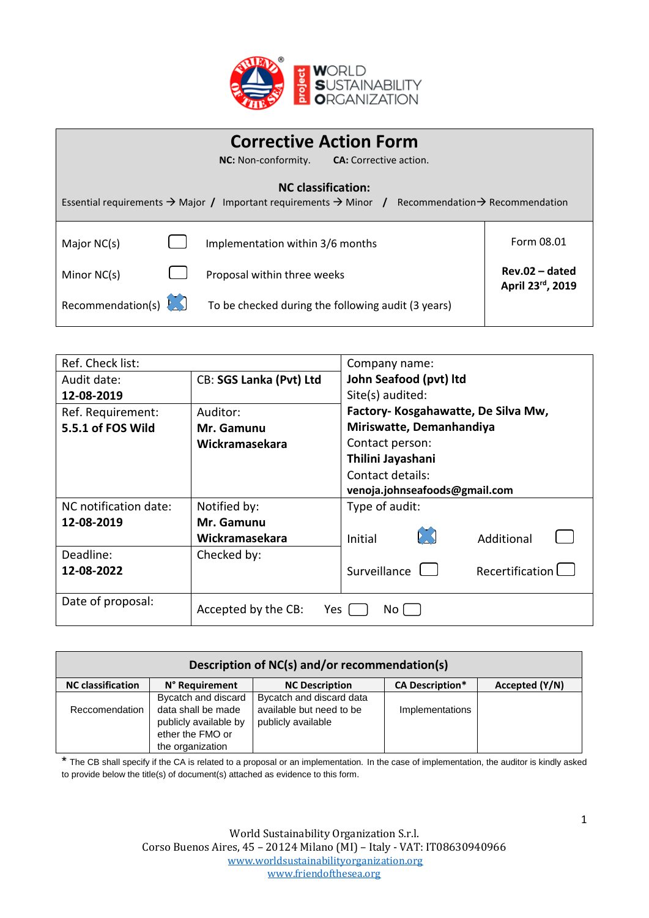# Corrective Action Form

**NC:** Non-conformity. **CA:** Corrective action.

**NC classification:**

Essential requirements → Major / Important requirements → Minor / Recommendation→ Recommendation

| | | | |
|---|---|---|---|
| Major NC(s) | ☐ | Implementation within 3/6 months | Form 08.01 |
| Minor NC(s) | ☐ | Proposal within three weeks | **Rev.02 – dated April 23rd, 2019** |
| Recommendation(s) | ☒ | To be checked during the following audit (3 years) | |

| | | |
|---|---|---|
| Ref. Check list: | | Company name: **John Seafood (pvt) ltd** |
| Audit date: **12-08-2019** | CB: **SGS Lanka (Pvt) Ltd** | Site(s) audited: **Factory- Kosgahawatte, De Silva Mw, Miriswatte, Demanhandiya** |
| Ref. Requirement: **5.5.1 of FOS Wild** | Auditor: **Mr. Gamunu Wickramasekara** | Contact person: **Thilini Jayashani** Contact details: **venoja.johnseafoods@gmail.com** |
| NC notification date: **12-08-2019** | Notified by: **Mr. Gamunu Wickramasekara** | Type of audit: Initial ☒ Additional ☐ |
| Deadline: **12-08-2022** | Checked by: | Surveillance ☐ Recertification ☐ |
| Date of proposal: | Accepted by the CB: Yes ☐ No ☐ | |

**Description of NC(s) and/or recommendation(s)**

| NC classification | N° Requirement | NC Description | CA Description* | Accepted (Y/N) |
|---|---|---|---|---|
| Reccomendation | Bycatch and discard data shall be made publicly available by ether the FMO or the organization | Bycatch and discard data available but need to be publicly available | Implementations | |

\* The CB shall specify if the CA is related to a proposal or an implementation. In the case of implementation, the auditor is kindly asked to provide below the title(s) of document(s) attached as evidence to this form.

World Sustainability Organization S.r.l.
Corso Buenos Aires, 45 – 20124 Milano (MI) – Italy - VAT: IT08630940966
www.worldsustainabilityorganization.org
www.friendofthesea.org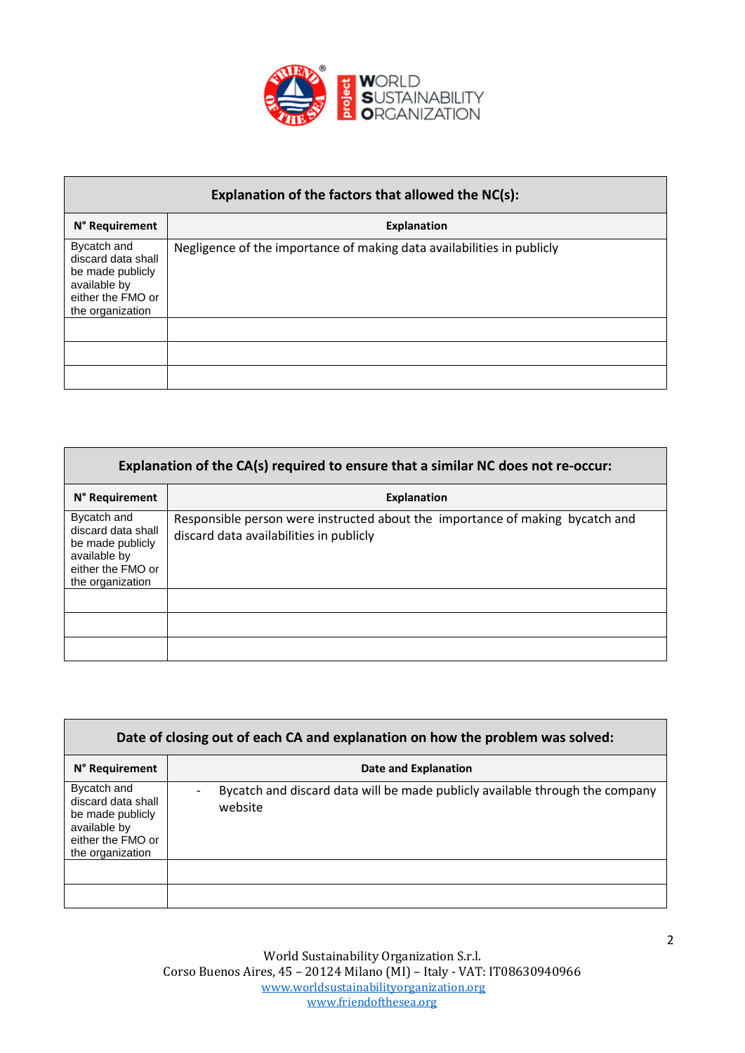| Explanation of the factors that allowed the NC(s): | |
|---|---|
| **N° Requirement** | **Explanation** |
| Bycatch and discard data shall be made publicly available by either the FMO or the organization | Negligence of the importance of making data availabilities in publicly |
| | |
| | |
| | |

| Explanation of the CA(s) required to ensure that a similar NC does not re-occur: | |
|---|---|
| **N° Requirement** | **Explanation** |
| Bycatch and discard data shall be made publicly available by either the FMO or the organization | Responsible person were instructed about the importance of making bycatch and discard data availabilities in publicly |
| | |
| | |
| | |

| Date of closing out of each CA and explanation on how the problem was solved: | |
|---|---|
| **N° Requirement** | **Date and Explanation** |
| Bycatch and discard data shall be made publicly available by either the FMO or the organization | - Bycatch and discard data will be made publicly available through the company website |
| | |
| | |

World Sustainability Organization S.r.l.
Corso Buenos Aires, 45 – 20124 Milano (MI) – Italy - VAT: IT08630940966
www.worldsustainabilityorganization.org
www.friendofthesea.org